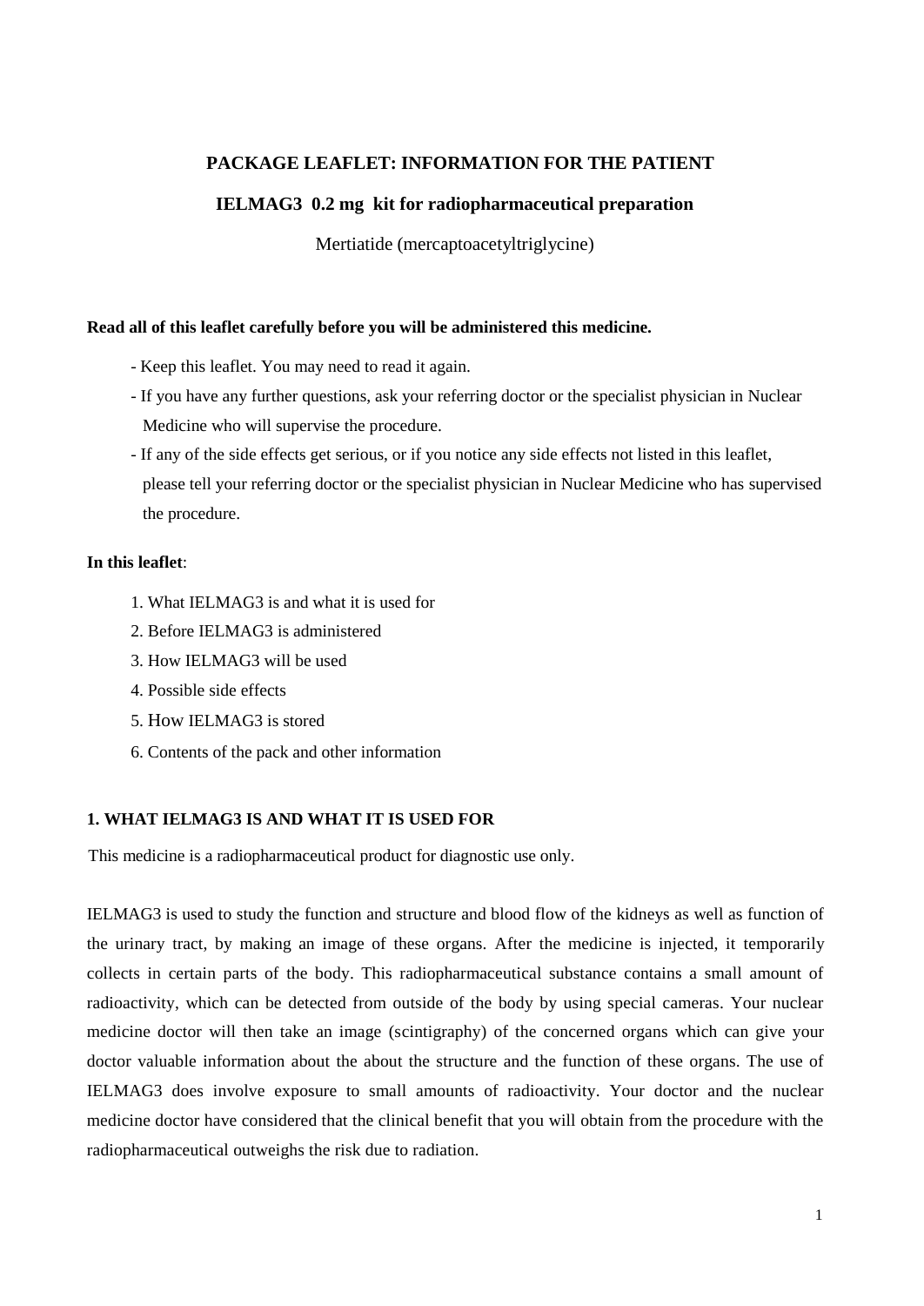**PACKAGE LEAFLET: INFORMATION FOR THE PATIENT**

**IELMAG3 0.2 mg kit for radiopharmaceutical preparation**

Mertiatide (mercaptoacetyltriglycine)

**Read all of this leaflet carefully before you will be administered this medicine.**

- Keep this leaflet. You may need to read it again.
- If you have any further questions, ask your referring doctor or the specialist physician in Nuclear Medicine who will supervise the procedure.
- If any of the side effects get serious, or if you notice any side effects not listed in this leaflet, please tell your referring doctor or the specialist physician in Nuclear Medicine who has supervised the procedure.

**In this leaflet**:

1. What IELMAG3 is and what it is used for
2. Before IELMAG3 is administered
3. How IELMAG3 will be used
4. Possible side effects
5. How IELMAG3 is stored
6. Contents of the pack and other information

## 1. WHAT IELMAG3 IS AND WHAT IT IS USED FOR

This medicine is a radiopharmaceutical product for diagnostic use only.

IELMAG3 is used to study the function and structure and blood flow of the kidneys as well as function of the urinary tract, by making an image of these organs. After the medicine is injected, it temporarily collects in certain parts of the body. This radiopharmaceutical substance contains a small amount of radioactivity, which can be detected from outside of the body by using special cameras. Your nuclear medicine doctor will then take an image (scintigraphy) of the concerned organs which can give your doctor valuable information about the about the structure and the function of these organs. The use of IELMAG3 does involve exposure to small amounts of radioactivity. Your doctor and the nuclear medicine doctor have considered that the clinical benefit that you will obtain from the procedure with the radiopharmaceutical outweighs the risk due to radiation.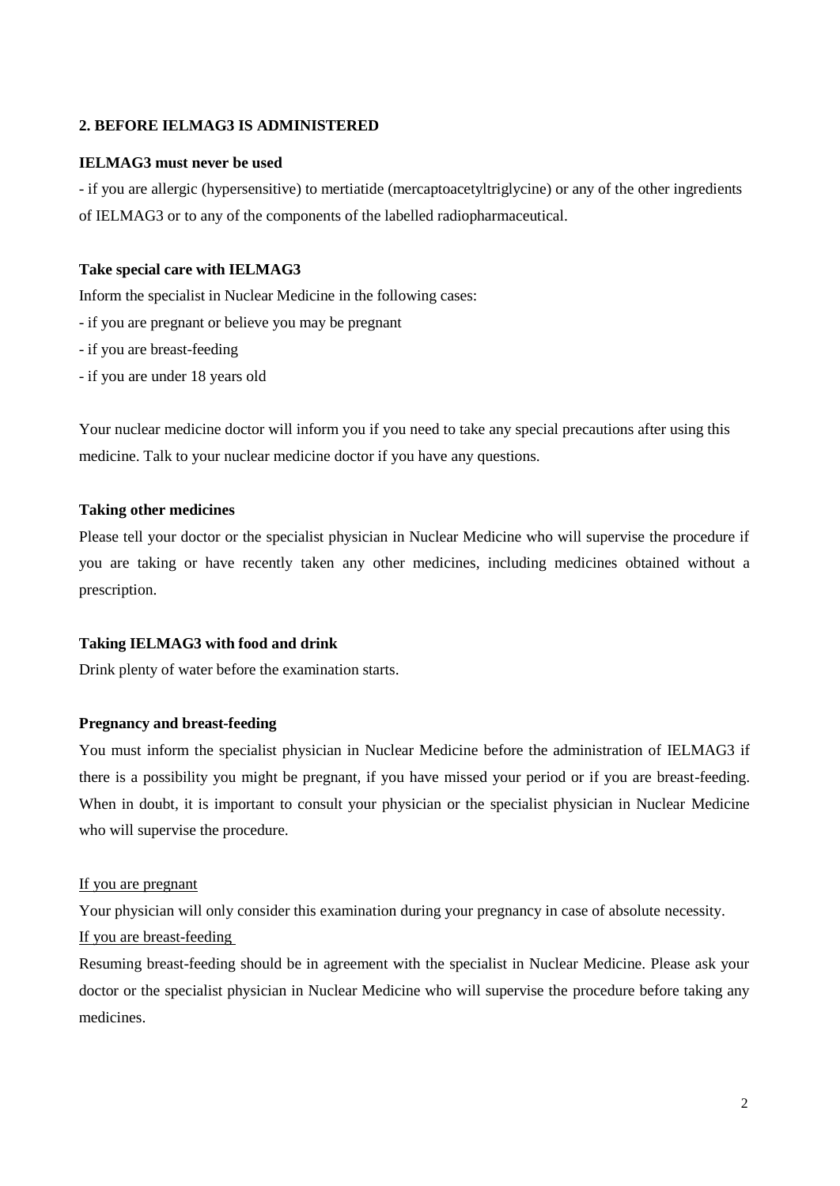## 2. BEFORE IELMAG3 IS ADMINISTERED

**IELMAG3 must never be used**

- if you are allergic (hypersensitive) to mertiatide (mercaptoacetyltriglycine) or any of the other ingredients of IELMAG3 or to any of the components of the labelled radiopharmaceutical.

**Take special care with IELMAG3**

Inform the specialist in Nuclear Medicine in the following cases:

- if you are pregnant or believe you may be pregnant
- if you are breast-feeding
- if you are under 18 years old

Your nuclear medicine doctor will inform you if you need to take any special precautions after using this medicine. Talk to your nuclear medicine doctor if you have any questions.

**Taking other medicines**

Please tell your doctor or the specialist physician in Nuclear Medicine who will supervise the procedure if you are taking or have recently taken any other medicines, including medicines obtained without a prescription.

**Taking IELMAG3 with food and drink**

Drink plenty of water before the examination starts.

**Pregnancy and breast-feeding**

You must inform the specialist physician in Nuclear Medicine before the administration of IELMAG3 if there is a possibility you might be pregnant, if you have missed your period or if you are breast-feeding. When in doubt, it is important to consult your physician or the specialist physician in Nuclear Medicine who will supervise the procedure.

<u>If you are pregnant</u>

Your physician will only consider this examination during your pregnancy in case of absolute necessity.

<u>If you are breast-feeding</u>

Resuming breast-feeding should be in agreement with the specialist in Nuclear Medicine. Please ask your doctor or the specialist physician in Nuclear Medicine who will supervise the procedure before taking any medicines.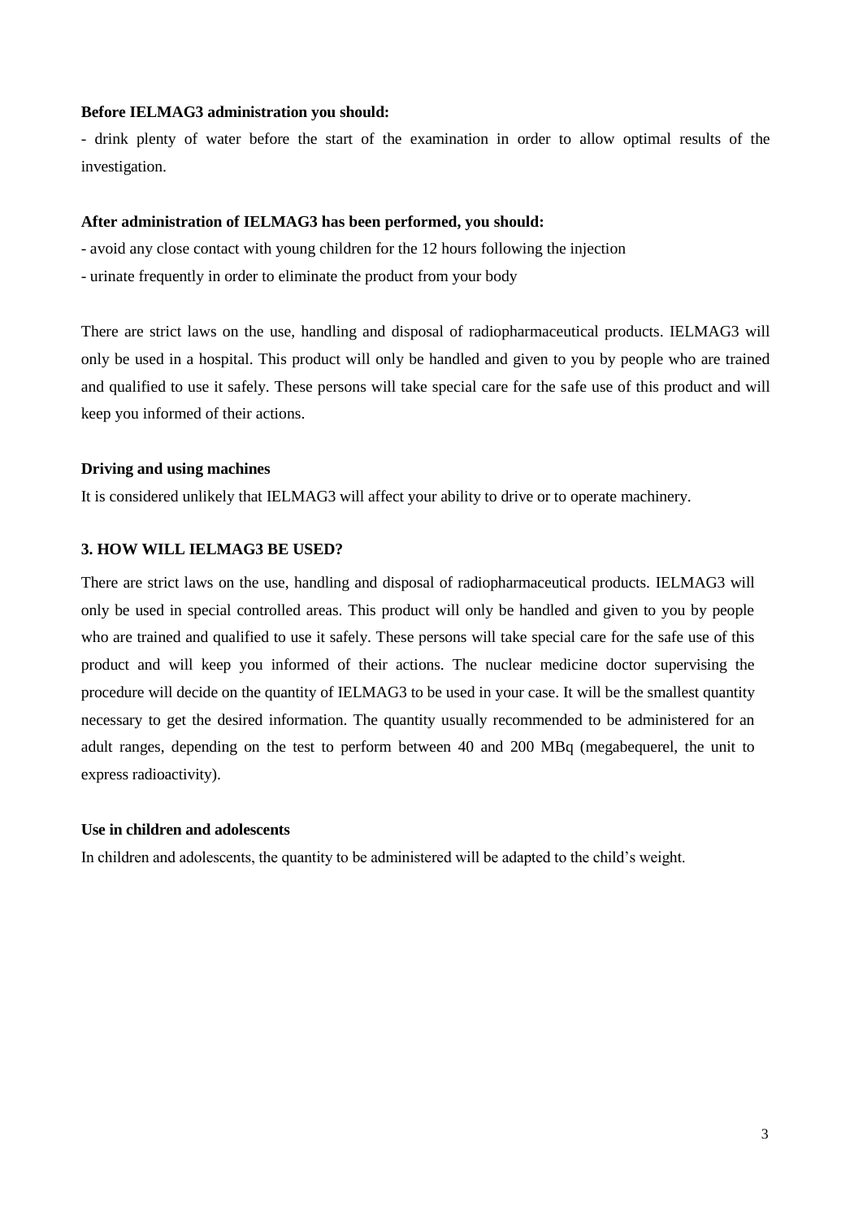**Before IELMAG3 administration you should:**

- drink plenty of water before the start of the examination in order to allow optimal results of the investigation.

**After administration of IELMAG3 has been performed, you should:**

- avoid any close contact with young children for the 12 hours following the injection
- urinate frequently in order to eliminate the product from your body

There are strict laws on the use, handling and disposal of radiopharmaceutical products. IELMAG3 will only be used in a hospital. This product will only be handled and given to you by people who are trained and qualified to use it safely. These persons will take special care for the safe use of this product and will keep you informed of their actions.

**Driving and using machines**

It is considered unlikely that IELMAG3 will affect your ability to drive or to operate machinery.

## 3. HOW WILL IELMAG3 BE USED?

There are strict laws on the use, handling and disposal of radiopharmaceutical products. IELMAG3 will only be used in special controlled areas. This product will only be handled and given to you by people who are trained and qualified to use it safely. These persons will take special care for the safe use of this product and will keep you informed of their actions. The nuclear medicine doctor supervising the procedure will decide on the quantity of IELMAG3 to be used in your case. It will be the smallest quantity necessary to get the desired information. The quantity usually recommended to be administered for an adult ranges, depending on the test to perform between 40 and 200 MBq (megabequerel, the unit to express radioactivity).

**Use in children and adolescents**

In children and adolescents, the quantity to be administered will be adapted to the child's weight.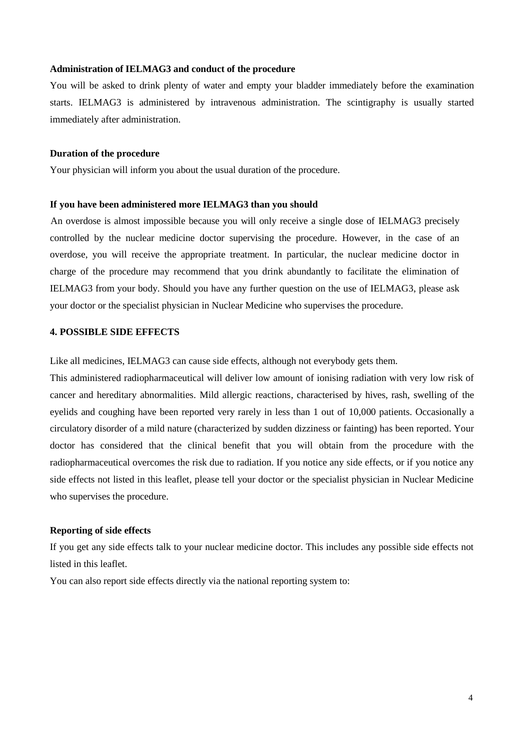**Administration of IELMAG3 and conduct of the procedure**

You will be asked to drink plenty of water and empty your bladder immediately before the examination starts. IELMAG3 is administered by intravenous administration. The scintigraphy is usually started immediately after administration.

**Duration of the procedure**

Your physician will inform you about the usual duration of the procedure.

**If you have been administered more IELMAG3 than you should**

An overdose is almost impossible because you will only receive a single dose of IELMAG3 precisely controlled by the nuclear medicine doctor supervising the procedure. However, in the case of an overdose, you will receive the appropriate treatment. In particular, the nuclear medicine doctor in charge of the procedure may recommend that you drink abundantly to facilitate the elimination of IELMAG3 from your body. Should you have any further question on the use of IELMAG3, please ask your doctor or the specialist physician in Nuclear Medicine who supervises the procedure.

## 4. POSSIBLE SIDE EFFECTS

Like all medicines, IELMAG3 can cause side effects, although not everybody gets them.

This administered radiopharmaceutical will deliver low amount of ionising radiation with very low risk of cancer and hereditary abnormalities. Mild allergic reactions, characterised by hives, rash, swelling of the eyelids and coughing have been reported very rarely in less than 1 out of 10,000 patients. Occasionally a circulatory disorder of a mild nature (characterized by sudden dizziness or fainting) has been reported. Your doctor has considered that the clinical benefit that you will obtain from the procedure with the radiopharmaceutical overcomes the risk due to radiation. If you notice any side effects, or if you notice any side effects not listed in this leaflet, please tell your doctor or the specialist physician in Nuclear Medicine who supervises the procedure.

**Reporting of side effects**

If you get any side effects talk to your nuclear medicine doctor. This includes any possible side effects not listed in this leaflet.

You can also report side effects directly via the national reporting system to: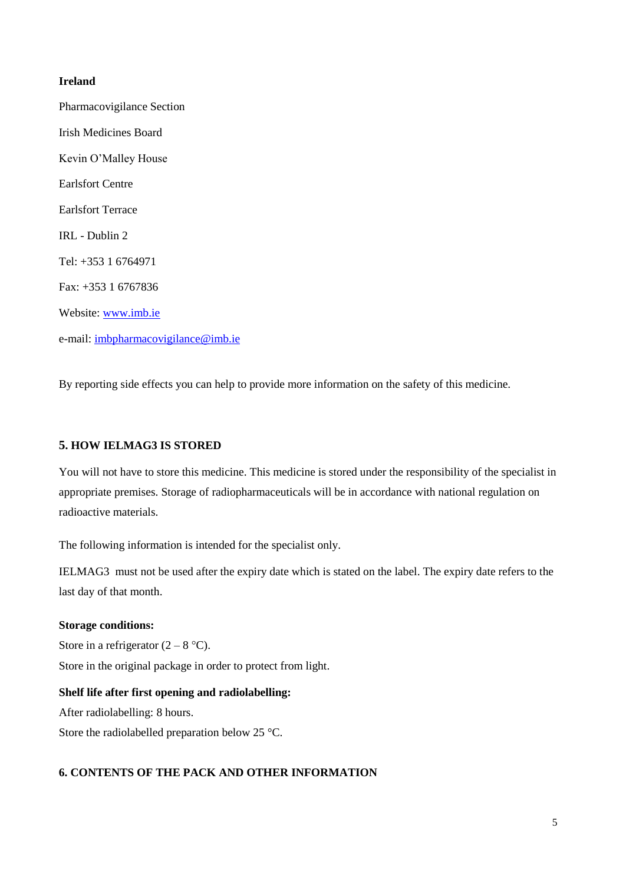**Ireland**

Pharmacovigilance Section

Irish Medicines Board

Kevin O'Malley House

Earlsfort Centre

Earlsfort Terrace

IRL - Dublin 2

Tel: +353 1 6764971

Fax: +353 1 6767836

Website: [www.imb.ie](http://www.imb.ie)

e-mail: [imbpharmacovigilance@imb.ie](mailto:imbpharmacovigilance@imb.ie)

By reporting side effects you can help to provide more information on the safety of this medicine.

## 5. HOW IELMAG3 IS STORED

You will not have to store this medicine. This medicine is stored under the responsibility of the specialist in appropriate premises. Storage of radiopharmaceuticals will be in accordance with national regulation on radioactive materials.

The following information is intended for the specialist only.

IELMAG3 must not be used after the expiry date which is stated on the label. The expiry date refers to the last day of that month.

**Storage conditions:**

Store in a refrigerator (2 – 8 °C).

Store in the original package in order to protect from light.

**Shelf life after first opening and radiolabelling:**

After radiolabelling: 8 hours.

Store the radiolabelled preparation below 25 °C.

## 6. CONTENTS OF THE PACK AND OTHER INFORMATION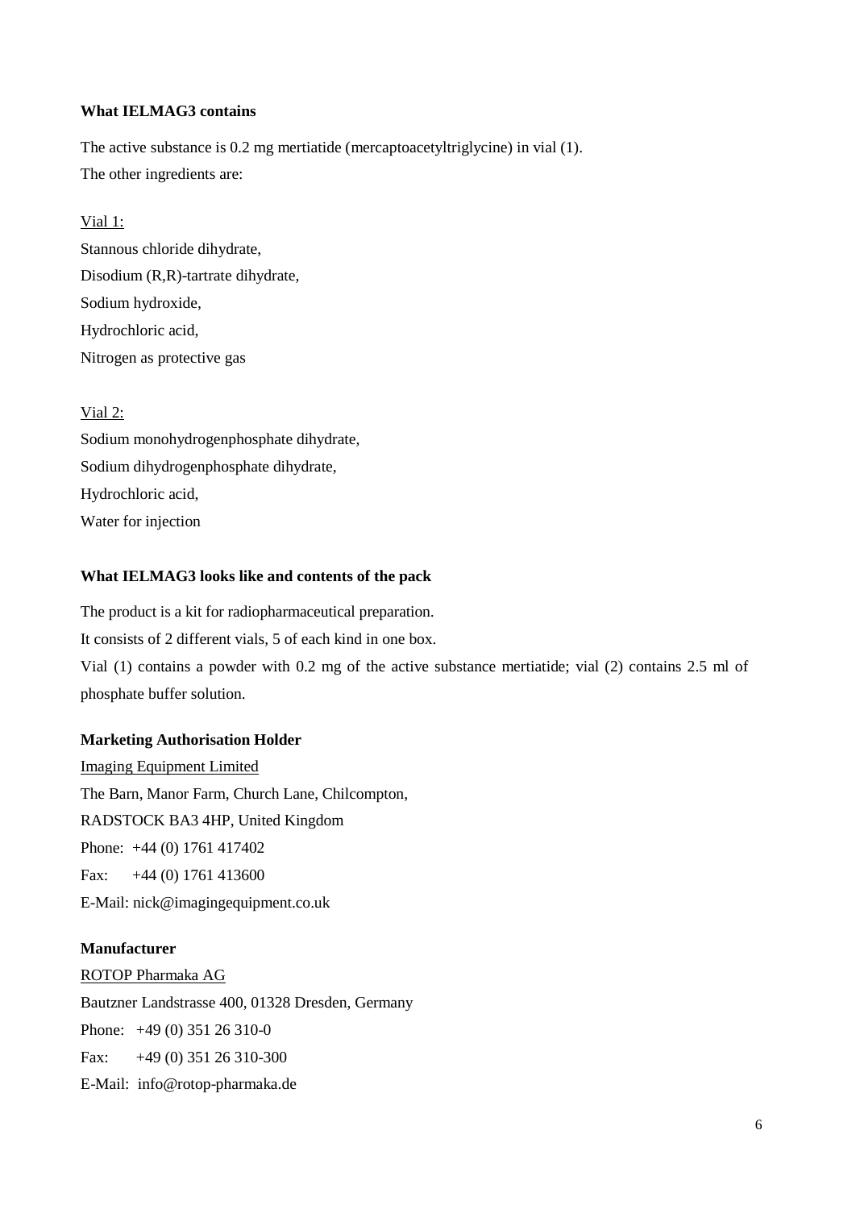**What IELMAG3 contains**

The active substance is 0.2 mg mertiatide (mercaptoacetyltriglycine) in vial (1).

The other ingredients are:

Vial 1:

Stannous chloride dihydrate,

Disodium (R,R)-tartrate dihydrate,

Sodium hydroxide,

Hydrochloric acid,

Nitrogen as protective gas

Vial 2:

Sodium monohydrogenphosphate dihydrate,

Sodium dihydrogenphosphate dihydrate,

Hydrochloric acid,

Water for injection

**What IELMAG3 looks like and contents of the pack**

The product is a kit for radiopharmaceutical preparation.

It consists of 2 different vials, 5 of each kind in one box.

Vial (1) contains a powder with 0.2 mg of the active substance mertiatide; vial (2) contains 2.5 ml of phosphate buffer solution.

**Marketing Authorisation Holder**

Imaging Equipment Limited

The Barn, Manor Farm, Church Lane, Chilcompton,

RADSTOCK BA3 4HP, United Kingdom

Phone: +44 (0) 1761 417402

Fax: +44 (0) 1761 413600

E-Mail: nick@imagingequipment.co.uk

**Manufacturer**

ROTOP Pharmaka AG

Bautzner Landstrasse 400, 01328 Dresden, Germany

Phone: +49 (0) 351 26 310-0

Fax: +49 (0) 351 26 310-300

E-Mail: info@rotop-pharmaka.de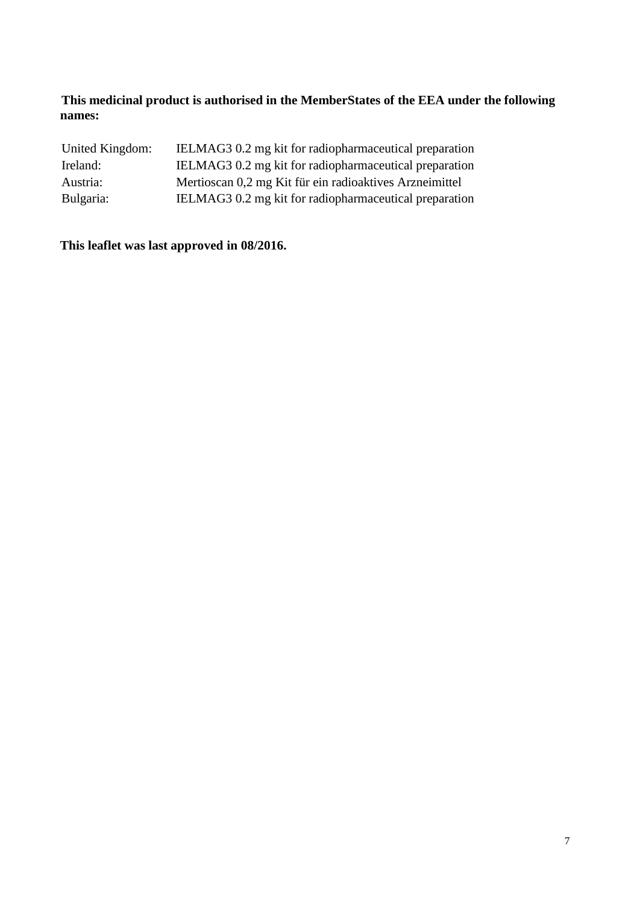**This medicinal product is authorised in the MemberStates of the EEA under the following names:**

| | |
|---|---|
| United Kingdom: | IELMAG3 0.2 mg kit for radiopharmaceutical preparation |
| Ireland: | IELMAG3 0.2 mg kit for radiopharmaceutical preparation |
| Austria: | Mertioscan 0,2 mg Kit für ein radioaktives Arzneimittel |
| Bulgaria: | IELMAG3 0.2 mg kit for radiopharmaceutical preparation |

**This leaflet was last approved in 08/2016.**